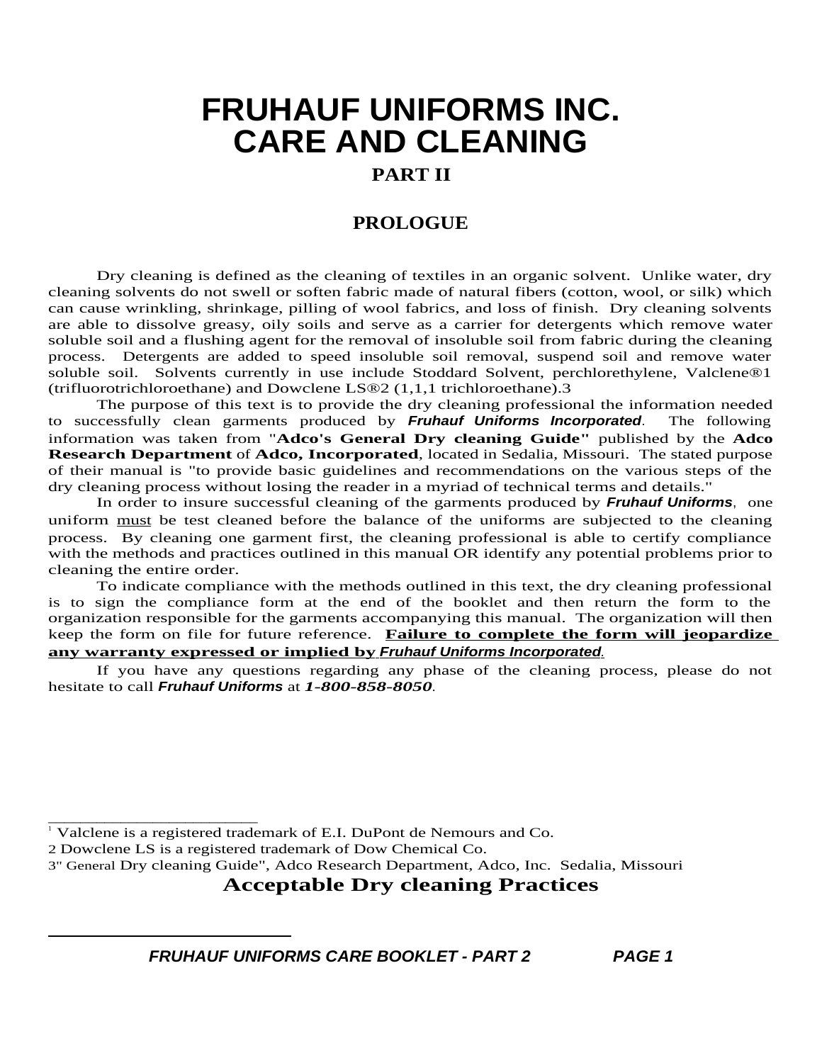# FRUHAUF UNIFORMS INC.
# CARE AND CLEANING

## PART II

## PROLOGUE

Dry cleaning is defined as the cleaning of textiles in an organic solvent. Unlike water, dry cleaning solvents do not swell or soften fabric made of natural fibers (cotton, wool, or silk) which can cause wrinkling, shrinkage, pilling of wool fabrics, and loss of finish. Dry cleaning solvents are able to dissolve greasy, oily soils and serve as a carrier for detergents which remove water soluble soil and a flushing agent for the removal of insoluble soil from fabric during the cleaning process. Detergents are added to speed insoluble soil removal, suspend soil and remove water soluble soil. Solvents currently in use include Stoddard Solvent, perchlorethylene, Valclene®[1] (trifluorotrichloroethane) and Dowclene LS®[2] (1,1,1 trichloroethane).[3]

The purpose of this text is to provide the dry cleaning professional the information needed to successfully clean garments produced by ***Fruhauf Uniforms Incorporated***. The following information was taken from "**Adco's General Dry cleaning Guide"** published by the **Adco Research Department** of **Adco, Incorporated**, located in Sedalia, Missouri. The stated purpose of their manual is "to provide basic guidelines and recommendations on the various steps of the dry cleaning process without losing the reader in a myriad of technical terms and details."

In order to insure successful cleaning of the garments produced by ***Fruhauf Uniforms***, one uniform <u>must</u> be test cleaned before the balance of the uniforms are subjected to the cleaning process. By cleaning one garment first, the cleaning professional is able to certify compliance with the methods and practices outlined in this manual OR identify any potential problems prior to cleaning the entire order.

To indicate compliance with the methods outlined in this text, the dry cleaning professional is to sign the compliance form at the end of the booklet and then return the form to the organization responsible for the garments accompanying this manual. The organization will then keep the form on file for future reference. <u>**Failure to complete the form will jeopardize any warranty expressed or implied by *Fruhauf Uniforms Incorporated*.**</u>

If you have any questions regarding any phase of the cleaning process, please do not hesitate to call ***Fruhauf Uniforms*** at ***1-800-858-8050***.

---

[1] Valclene is a registered trademark of E.I. DuPont de Nemours and Co.

[2] Dowclene LS is a registered trademark of Dow Chemical Co.

[3] " General Dry cleaning Guide", Adco Research Department, Adco, Inc. Sedalia, Missouri

## Acceptable Dry cleaning Practices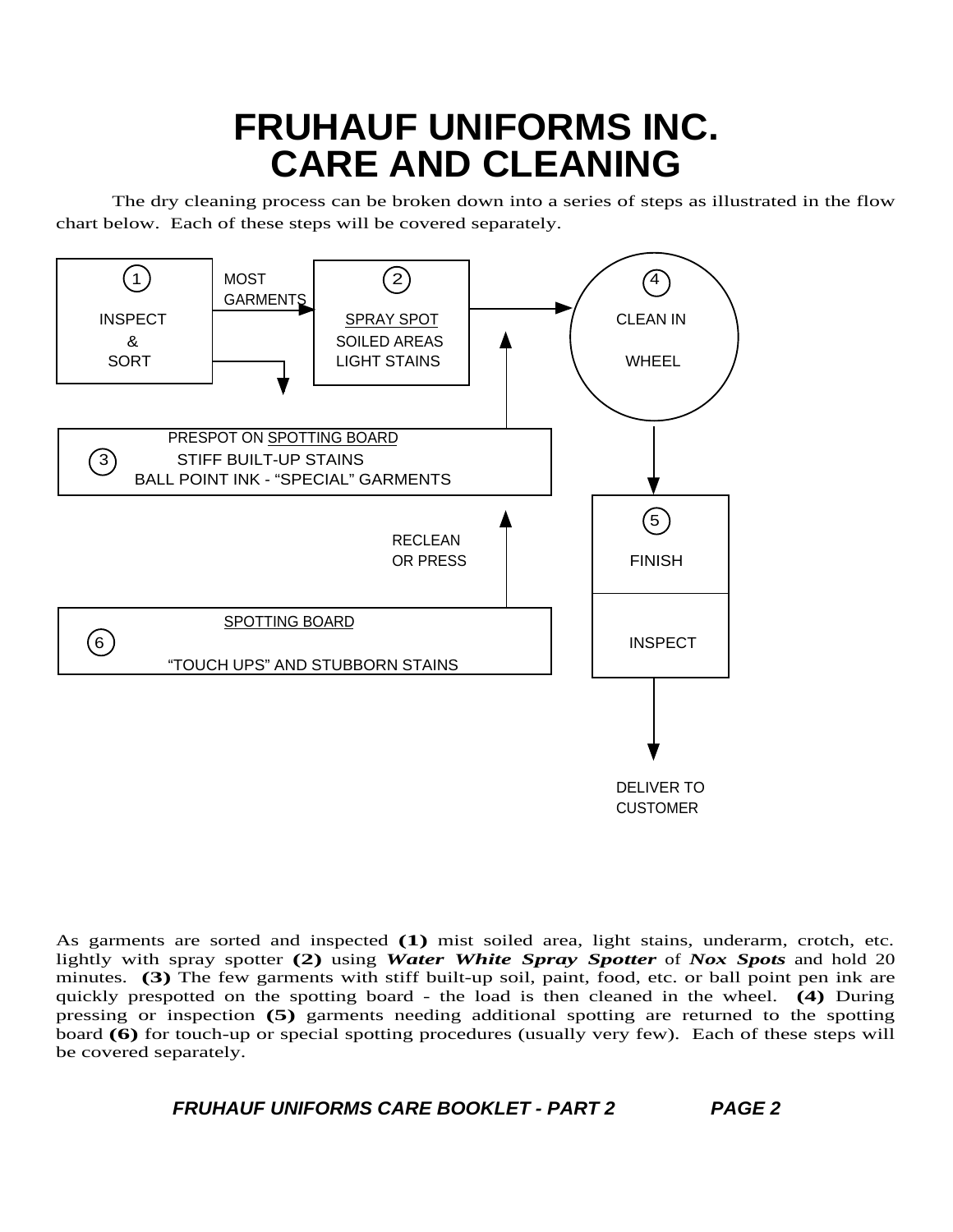# FRUHAUF UNIFORMS INC.
# CARE AND CLEANING

The dry cleaning process can be broken down into a series of steps as illustrated in the flow chart below. Each of these steps will be covered separately.

1 INSPECT & SORT

MOST GARMENTS

2 SPRAY SPOT
SOILED AREAS
LIGHT STAINS

4 CLEAN IN WHEEL

3 PRESPOT ON SPOTTING BOARD
STIFF BUILT-UP STAINS
BALL POINT INK - "SPECIAL" GARMENTS

5 FINISH

INSPECT

RECLEAN
OR PRESS

6 SPOTTING BOARD
"TOUCH UPS" AND STUBBORN STAINS

DELIVER TO
CUSTOMER

As garments are sorted and inspected **(1)** mist soiled area, light stains, underarm, crotch, etc. lightly with spray spotter **(2)** using ***Water White Spray Spotter*** of ***Nox Spots*** and hold 20 minutes. **(3)** The few garments with stiff built-up soil, paint, food, etc. or ball point pen ink are quickly prespotted on the spotting board - the load is then cleaned in the wheel. **(4)** During pressing or inspection **(5)** garments needing additional spotting are returned to the spotting board **(6)** for touch-up or special spotting procedures (usually very few). Each of these steps will be covered separately.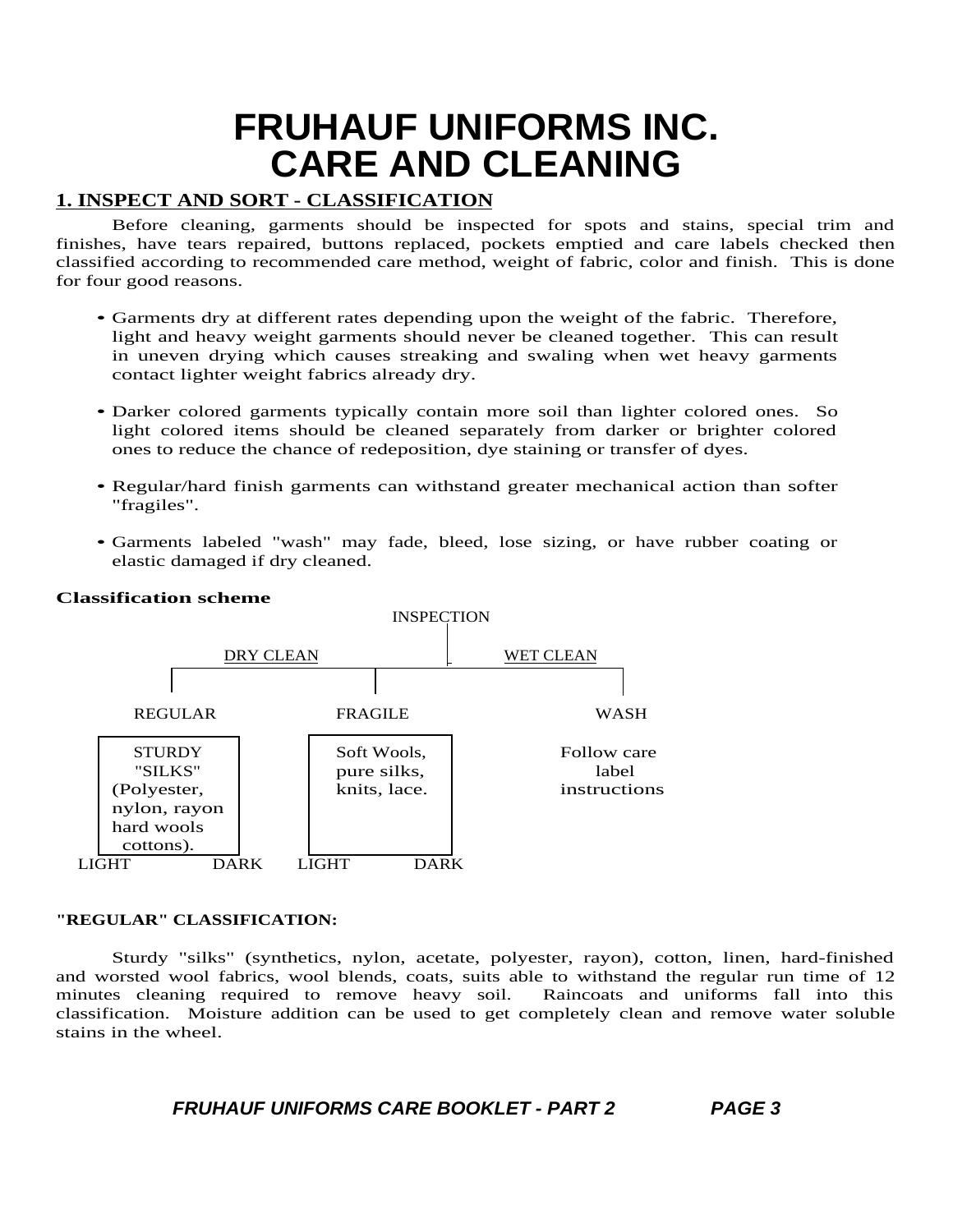# FRUHAUF UNIFORMS INC.
# CARE AND CLEANING

## 1. INSPECT AND SORT - CLASSIFICATION

Before cleaning, garments should be inspected for spots and stains, special trim and finishes, have tears repaired, buttons replaced, pockets emptied and care labels checked then classified according to recommended care method, weight of fabric, color and finish. This is done for four good reasons.

- Garments dry at different rates depending upon the weight of the fabric. Therefore, light and heavy weight garments should never be cleaned together. This can result in uneven drying which causes streaking and swaling when wet heavy garments contact lighter weight fabrics already dry.
- Darker colored garments typically contain more soil than lighter colored ones. So light colored items should be cleaned separately from darker or brighter colored ones to reduce the chance of redeposition, dye staining or transfer of dyes.
- Regular/hard finish garments can withstand greater mechanical action than softer "fragiles".
- Garments labeled "wash" may fade, bleed, lose sizing, or have rubber coating or elastic damaged if dry cleaned.

**Classification scheme**

INSPECTION

| DRY CLEAN | | WET CLEAN |
|---|---|---|
| REGULAR | FRAGILE | WASH |
| STURDY "SILKS" (Polyester, nylon, rayon hard wools cottons). | Soft Wools, pure silks, knits, lace. | Follow care label instructions |
| LIGHT / DARK | LIGHT / DARK | |

**"REGULAR" CLASSIFICATION:**

Sturdy "silks" (synthetics, nylon, acetate, polyester, rayon), cotton, linen, hard-finished and worsted wool fabrics, wool blends, coats, suits able to withstand the regular run time of 12 minutes cleaning required to remove heavy soil. Raincoats and uniforms fall into this classification. Moisture addition can be used to get completely clean and remove water soluble stains in the wheel.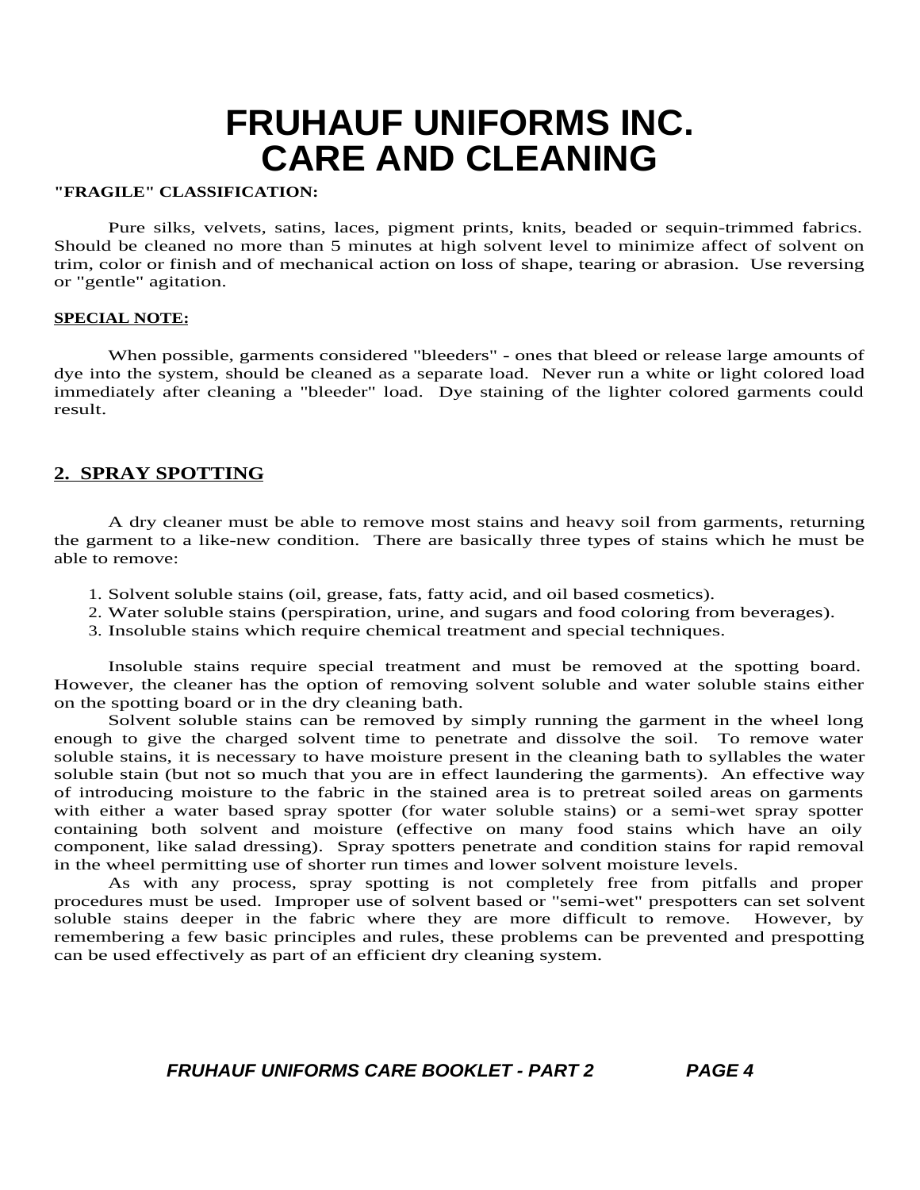# FRUHAUF UNIFORMS INC.
# CARE AND CLEANING

**"FRAGILE" CLASSIFICATION:**

Pure silks, velvets, satins, laces, pigment prints, knits, beaded or sequin-trimmed fabrics. Should be cleaned no more than 5 minutes at high solvent level to minimize affect of solvent on trim, color or finish and of mechanical action on loss of shape, tearing or abrasion. Use reversing or "gentle" agitation.

**SPECIAL NOTE:**

When possible, garments considered "bleeders" - ones that bleed or release large amounts of dye into the system, should be cleaned as a separate load. Never run a white or light colored load immediately after cleaning a "bleeder" load. Dye staining of the lighter colored garments could result.

## 2. SPRAY SPOTTING

A dry cleaner must be able to remove most stains and heavy soil from garments, returning the garment to a like-new condition. There are basically three types of stains which he must be able to remove:

1. Solvent soluble stains (oil, grease, fats, fatty acid, and oil based cosmetics).
2. Water soluble stains (perspiration, urine, and sugars and food coloring from beverages).
3. Insoluble stains which require chemical treatment and special techniques.

Insoluble stains require special treatment and must be removed at the spotting board. However, the cleaner has the option of removing solvent soluble and water soluble stains either on the spotting board or in the dry cleaning bath.

Solvent soluble stains can be removed by simply running the garment in the wheel long enough to give the charged solvent time to penetrate and dissolve the soil. To remove water soluble stains, it is necessary to have moisture present in the cleaning bath to syllables the water soluble stain (but not so much that you are in effect laundering the garments). An effective way of introducing moisture to the fabric in the stained area is to pretreat soiled areas on garments with either a water based spray spotter (for water soluble stains) or a semi-wet spray spotter containing both solvent and moisture (effective on many food stains which have an oily component, like salad dressing). Spray spotters penetrate and condition stains for rapid removal in the wheel permitting use of shorter run times and lower solvent moisture levels.

As with any process, spray spotting is not completely free from pitfalls and proper procedures must be used. Improper use of solvent based or "semi-wet" prespotters can set solvent soluble stains deeper in the fabric where they are more difficult to remove. However, by remembering a few basic principles and rules, these problems can be prevented and prespotting can be used effectively as part of an efficient dry cleaning system.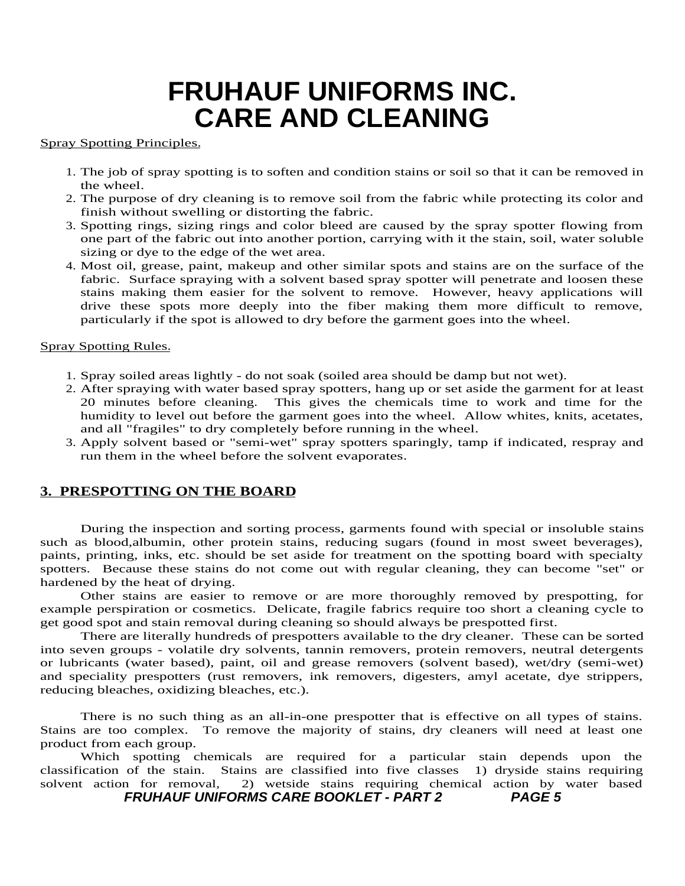# FRUHAUF UNIFORMS INC.
# CARE AND CLEANING

Spray Spotting Principles.

1. The job of spray spotting is to soften and condition stains or soil so that it can be removed in the wheel.
2. The purpose of dry cleaning is to remove soil from the fabric while protecting its color and finish without swelling or distorting the fabric.
3. Spotting rings, sizing rings and color bleed are caused by the spray spotter flowing from one part of the fabric out into another portion, carrying with it the stain, soil, water soluble sizing or dye to the edge of the wet area.
4. Most oil, grease, paint, makeup and other similar spots and stains are on the surface of the fabric. Surface spraying with a solvent based spray spotter will penetrate and loosen these stains making them easier for the solvent to remove. However, heavy applications will drive these spots more deeply into the fiber making them more difficult to remove, particularly if the spot is allowed to dry before the garment goes into the wheel.

Spray Spotting Rules.

1. Spray soiled areas lightly - do not soak (soiled area should be damp but not wet).
2. After spraying with water based spray spotters, hang up or set aside the garment for at least 20 minutes before cleaning. This gives the chemicals time to work and time for the humidity to level out before the garment goes into the wheel. Allow whites, knits, acetates, and all "fragiles" to dry completely before running in the wheel.
3. Apply solvent based or "semi-wet" spray spotters sparingly, tamp if indicated, respray and run them in the wheel before the solvent evaporates.

## 3. PRESPOTTING ON THE BOARD

During the inspection and sorting process, garments found with special or insoluble stains such as blood,albumin, other protein stains, reducing sugars (found in most sweet beverages), paints, printing, inks, etc. should be set aside for treatment on the spotting board with specialty spotters. Because these stains do not come out with regular cleaning, they can become "set" or hardened by the heat of drying.

Other stains are easier to remove or are more thoroughly removed by prespotting, for example perspiration or cosmetics. Delicate, fragile fabrics require too short a cleaning cycle to get good spot and stain removal during cleaning so should always be prespotted first.

There are literally hundreds of prespotters available to the dry cleaner. These can be sorted into seven groups - volatile dry solvents, tannin removers, protein removers, neutral detergents or lubricants (water based), paint, oil and grease removers (solvent based), wet/dry (semi-wet) and speciality prespotters (rust removers, ink removers, digesters, amyl acetate, dye strippers, reducing bleaches, oxidizing bleaches, etc.).

There is no such thing as an all-in-one prespotter that is effective on all types of stains. Stains are too complex. To remove the majority of stains, dry cleaners will need at least one product from each group.

Which spotting chemicals are required for a particular stain depends upon the classification of the stain. Stains are classified into five classes 1) dryside stains requiring solvent action for removal, 2) wetside stains requiring chemical action by water based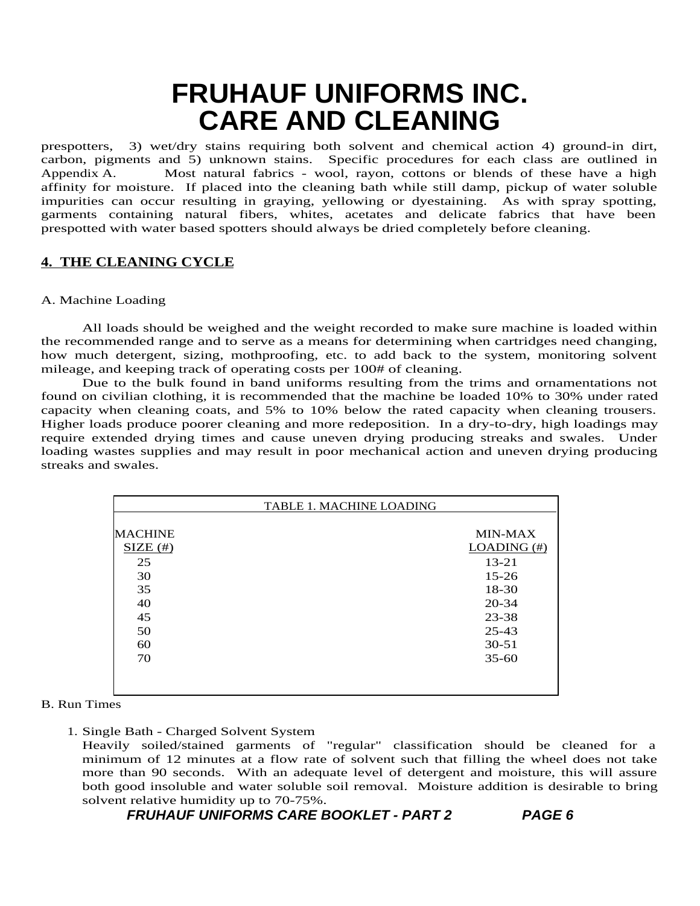prespotters, 3) wet/dry stains requiring both solvent and chemical action 4) ground-in dirt, carbon, pigments and 5) unknown stains. Specific procedures for each class are outlined in Appendix A. Most natural fabrics - wool, rayon, cottons or blends of these have a high affinity for moisture. If placed into the cleaning bath while still damp, pickup of water soluble impurities can occur resulting in graying, yellowing or dyestaining. As with spray spotting, garments containing natural fibers, whites, acetates and delicate fabrics that have been prespotted with water based spotters should always be dried completely before cleaning.

## 4. THE CLEANING CYCLE

A. Machine Loading

All loads should be weighed and the weight recorded to make sure machine is loaded within the recommended range and to serve as a means for determining when cartridges need changing, how much detergent, sizing, mothproofing, etc. to add back to the system, monitoring solvent mileage, and keeping track of operating costs per 100# of cleaning.

Due to the bulk found in band uniforms resulting from the trims and ornamentations not found on civilian clothing, it is recommended that the machine be loaded 10% to 30% under rated capacity when cleaning coats, and 5% to 10% below the rated capacity when cleaning trousers. Higher loads produce poorer cleaning and more redeposition. In a dry-to-dry, high loadings may require extended drying times and cause uneven drying producing streaks and swales. Under loading wastes supplies and may result in poor mechanical action and uneven drying producing streaks and swales.

TABLE 1. MACHINE LOADING

| MACHINE SIZE (#) | MIN-MAX LOADING (#) |
|---|---|
| 25 | 13-21 |
| 30 | 15-26 |
| 35 | 18-30 |
| 40 | 20-34 |
| 45 | 23-38 |
| 50 | 25-43 |
| 60 | 30-51 |
| 70 | 35-60 |

B. Run Times

1. Single Bath - Charged Solvent System
   Heavily soiled/stained garments of "regular" classification should be cleaned for a minimum of 12 minutes at a flow rate of solvent such that filling the wheel does not take more than 90 seconds. With an adequate level of detergent and moisture, this will assure both good insoluble and water soluble soil removal. Moisture addition is desirable to bring solvent relative humidity up to 70-75%.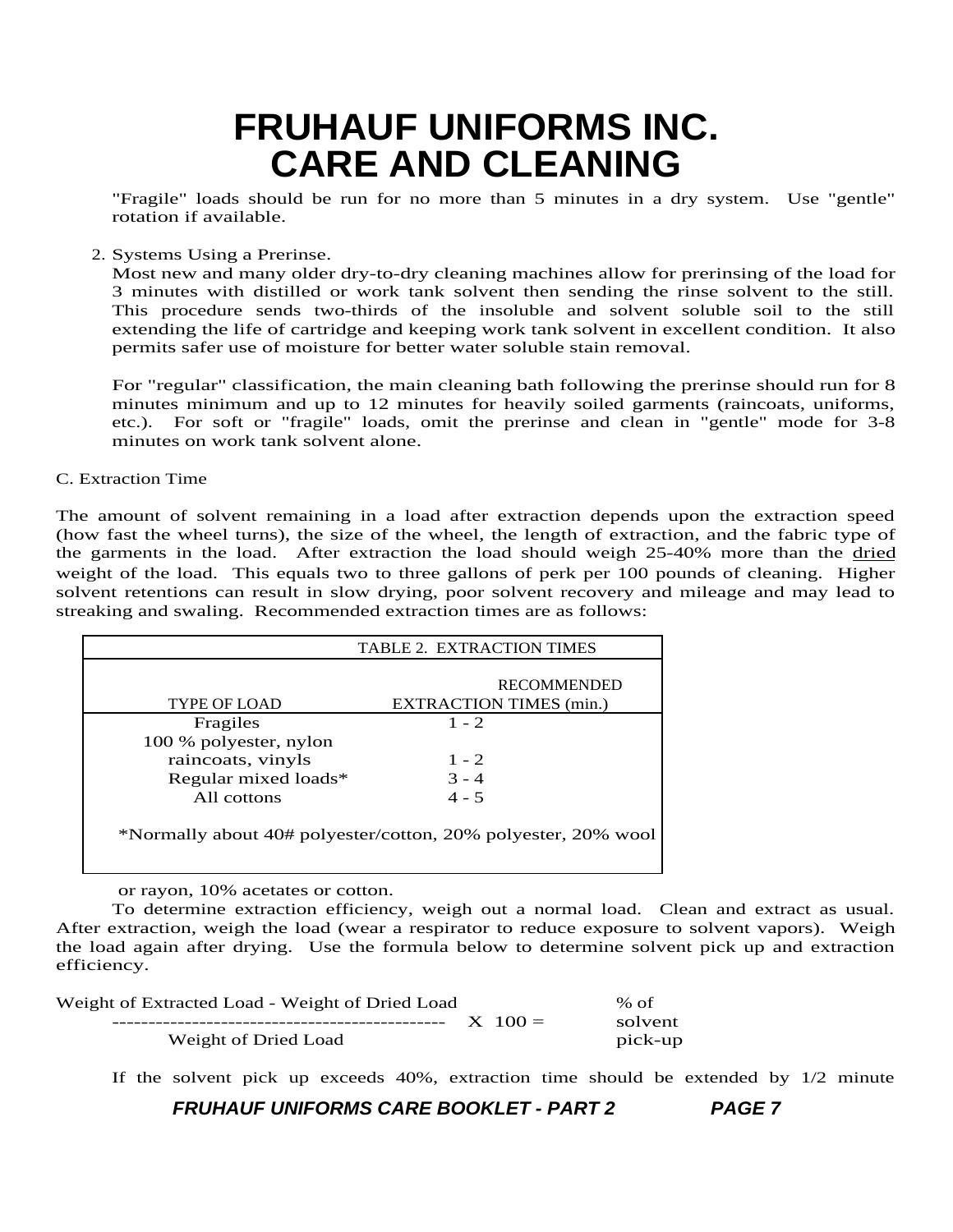# FRUHAUF UNIFORMS INC.
# CARE AND CLEANING

"Fragile" loads should be run for no more than 5 minutes in a dry system. Use "gentle" rotation if available.

2. Systems Using a Prerinse.
   Most new and many older dry-to-dry cleaning machines allow for prerinsing of the load for 3 minutes with distilled or work tank solvent then sending the rinse solvent to the still. This procedure sends two-thirds of the insoluble and solvent soluble soil to the still extending the life of cartridge and keeping work tank solvent in excellent condition. It also permits safer use of moisture for better water soluble stain removal.

   For "regular" classification, the main cleaning bath following the prerinse should run for 8 minutes minimum and up to 12 minutes for heavily soiled garments (raincoats, uniforms, etc.). For soft or "fragile" loads, omit the prerinse and clean in "gentle" mode for 3-8 minutes on work tank solvent alone.

C. Extraction Time

The amount of solvent remaining in a load after extraction depends upon the extraction speed (how fast the wheel turns), the size of the wheel, the length of extraction, and the fabric type of the garments in the load. After extraction the load should weigh 25-40% more than the dried weight of the load. This equals two to three gallons of perk per 100 pounds of cleaning. Higher solvent retentions can result in slow drying, poor solvent recovery and mileage and may lead to streaking and swaling. Recommended extraction times are as follows:

TABLE 2. EXTRACTION TIMES

| TYPE OF LOAD | RECOMMENDED EXTRACTION TIMES (min.) |
|---|---|
| Fragiles | 1 - 2 |
| 100 % polyester, nylon raincoats, vinyls | 1 - 2 |
| Regular mixed loads* | 3 - 4 |
| All cottons | 4 - 5 |

*Normally about 40# polyester/cotton, 20% polyester, 20% wool or rayon, 10% acetates or cotton.

To determine extraction efficiency, weigh out a normal load. Clean and extract as usual. After extraction, weigh the load (wear a respirator to reduce exposure to solvent vapors). Weigh the load again after drying. Use the formula below to determine solvent pick up and extraction efficiency.

$$\frac{\text{Weight of Extracted Load} - \text{Weight of Dried Load}}{\text{Weight of Dried Load}} \times 100 = \text{\% of solvent pick-up}$$

If the solvent pick up exceeds 40%, extraction time should be extended by 1/2 minute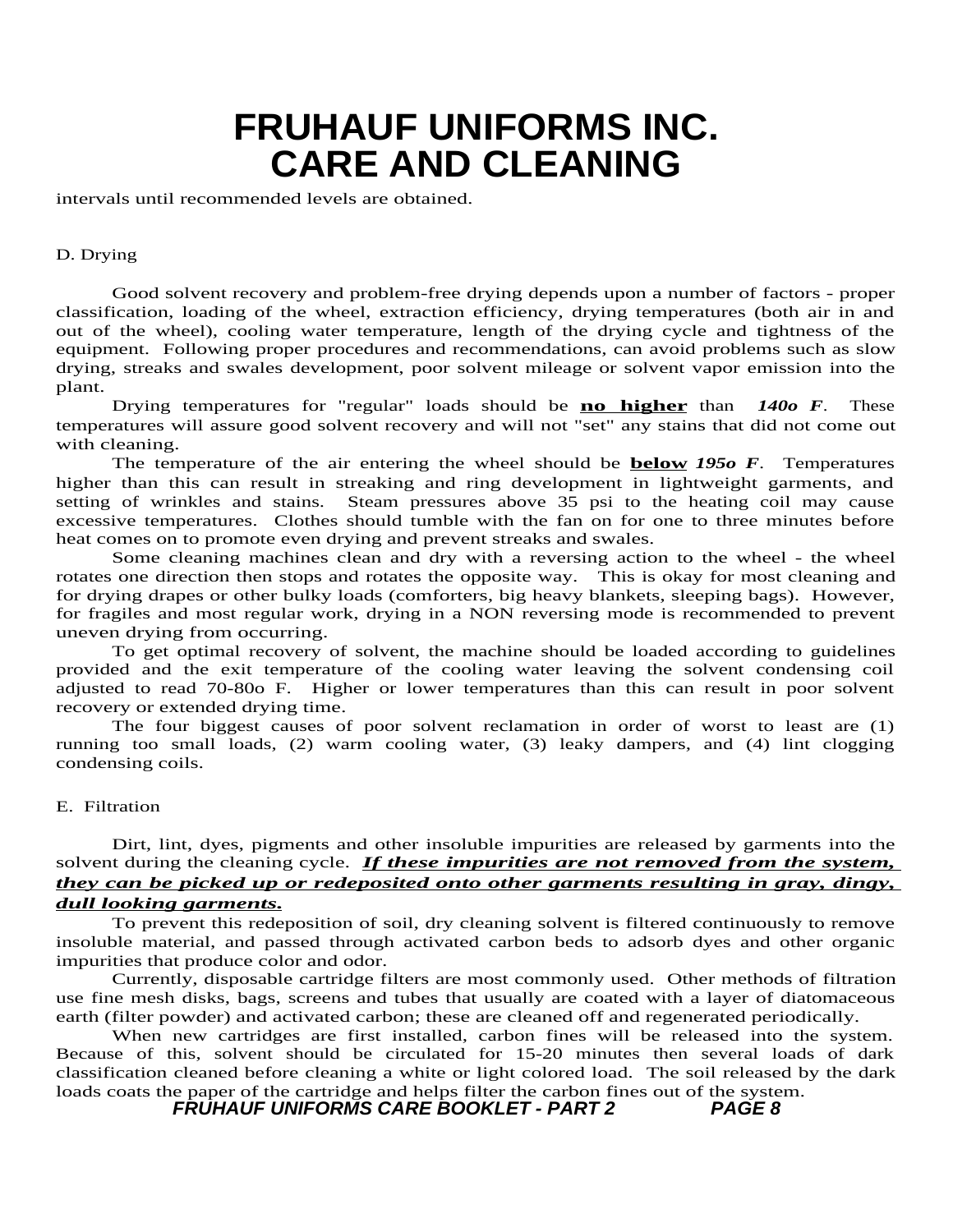intervals until recommended levels are obtained.

D. Drying

Good solvent recovery and problem-free drying depends upon a number of factors - proper classification, loading of the wheel, extraction efficiency, drying temperatures (both air in and out of the wheel), cooling water temperature, length of the drying cycle and tightness of the equipment. Following proper procedures and recommendations, can avoid problems such as slow drying, streaks and swales development, poor solvent mileage or solvent vapor emission into the plant.

Drying temperatures for "regular" loads should be **no higher** than ***140o F***. These temperatures will assure good solvent recovery and will not "set" any stains that did not come out with cleaning.

The temperature of the air entering the wheel should be **below** ***195o F***. Temperatures higher than this can result in streaking and ring development in lightweight garments, and setting of wrinkles and stains. Steam pressures above 35 psi to the heating coil may cause excessive temperatures. Clothes should tumble with the fan on for one to three minutes before heat comes on to promote even drying and prevent streaks and swales.

Some cleaning machines clean and dry with a reversing action to the wheel - the wheel rotates one direction then stops and rotates the opposite way. This is okay for most cleaning and for drying drapes or other bulky loads (comforters, big heavy blankets, sleeping bags). However, for fragiles and most regular work, drying in a NON reversing mode is recommended to prevent uneven drying from occurring.

To get optimal recovery of solvent, the machine should be loaded according to guidelines provided and the exit temperature of the cooling water leaving the solvent condensing coil adjusted to read 70-80o F. Higher or lower temperatures than this can result in poor solvent recovery or extended drying time.

The four biggest causes of poor solvent reclamation in order of worst to least are (1) running too small loads, (2) warm cooling water, (3) leaky dampers, and (4) lint clogging condensing coils.

E. Filtration

Dirt, lint, dyes, pigments and other insoluble impurities are released by garments into the solvent during the cleaning cycle. ***If these impurities are not removed from the system, they can be picked up or redeposited onto other garments resulting in gray, dingy, dull looking garments.***

To prevent this redeposition of soil, dry cleaning solvent is filtered continuously to remove insoluble material, and passed through activated carbon beds to adsorb dyes and other organic impurities that produce color and odor.

Currently, disposable cartridge filters are most commonly used. Other methods of filtration use fine mesh disks, bags, screens and tubes that usually are coated with a layer of diatomaceous earth (filter powder) and activated carbon; these are cleaned off and regenerated periodically.

When new cartridges are first installed, carbon fines will be released into the system. Because of this, solvent should be circulated for 15-20 minutes then several loads of dark classification cleaned before cleaning a white or light colored load. The soil released by the dark loads coats the paper of the cartridge and helps filter the carbon fines out of the system.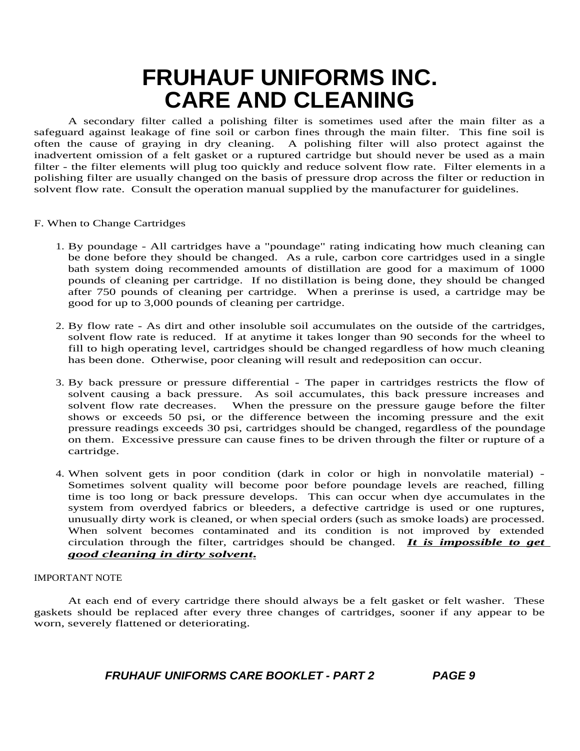# FRUHAUF UNIFORMS INC.
# CARE AND CLEANING

A secondary filter called a polishing filter is sometimes used after the main filter as a safeguard against leakage of fine soil or carbon fines through the main filter. This fine soil is often the cause of graying in dry cleaning. A polishing filter will also protect against the inadvertent omission of a felt gasket or a ruptured cartridge but should never be used as a main filter - the filter elements will plug too quickly and reduce solvent flow rate. Filter elements in a polishing filter are usually changed on the basis of pressure drop across the filter or reduction in solvent flow rate. Consult the operation manual supplied by the manufacturer for guidelines.

F. When to Change Cartridges

1. By poundage - All cartridges have a "poundage" rating indicating how much cleaning can be done before they should be changed. As a rule, carbon core cartridges used in a single bath system doing recommended amounts of distillation are good for a maximum of 1000 pounds of cleaning per cartridge. If no distillation is being done, they should be changed after 750 pounds of cleaning per cartridge. When a prerinse is used, a cartridge may be good for up to 3,000 pounds of cleaning per cartridge.

2. By flow rate - As dirt and other insoluble soil accumulates on the outside of the cartridges, solvent flow rate is reduced. If at anytime it takes longer than 90 seconds for the wheel to fill to high operating level, cartridges should be changed regardless of how much cleaning has been done. Otherwise, poor cleaning will result and redeposition can occur.

3. By back pressure or pressure differential - The paper in cartridges restricts the flow of solvent causing a back pressure. As soil accumulates, this back pressure increases and solvent flow rate decreases. When the pressure on the pressure gauge before the filter shows or exceeds 50 psi, or the difference between the incoming pressure and the exit pressure readings exceeds 30 psi, cartridges should be changed, regardless of the poundage on them. Excessive pressure can cause fines to be driven through the filter or rupture of a cartridge.

4. When solvent gets in poor condition (dark in color or high in nonvolatile material) - Sometimes solvent quality will become poor before poundage levels are reached, filling time is too long or back pressure develops. This can occur when dye accumulates in the system from overdyed fabrics or bleeders, a defective cartridge is used or one ruptures, unusually dirty work is cleaned, or when special orders (such as smoke loads) are processed. When solvent becomes contaminated and its condition is not improved by extended circulation through the filter, cartridges should be changed. ***It is impossible to get good cleaning in dirty solvent.***

IMPORTANT NOTE

At each end of every cartridge there should always be a felt gasket or felt washer. These gaskets should be replaced after every three changes of cartridges, sooner if any appear to be worn, severely flattened or deteriorating.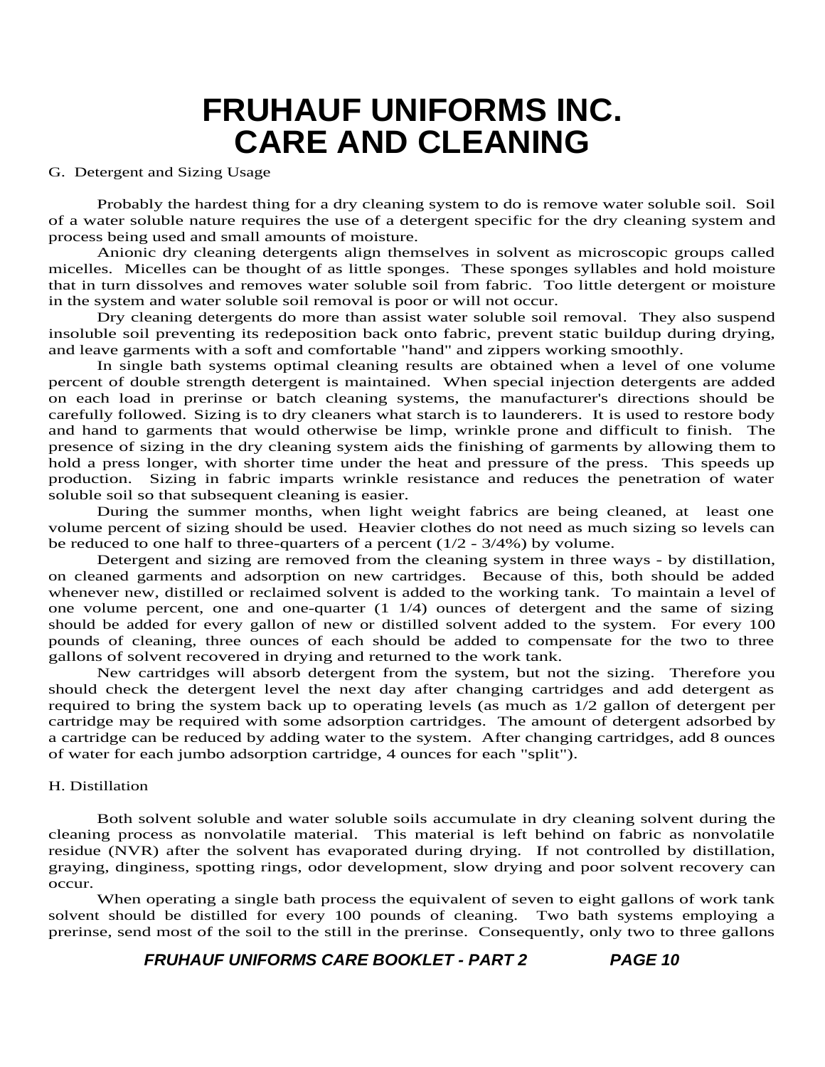# FRUHAUF UNIFORMS INC.
# CARE AND CLEANING

G. Detergent and Sizing Usage

Probably the hardest thing for a dry cleaning system to do is remove water soluble soil. Soil of a water soluble nature requires the use of a detergent specific for the dry cleaning system and process being used and small amounts of moisture.

Anionic dry cleaning detergents align themselves in solvent as microscopic groups called micelles. Micelles can be thought of as little sponges. These sponges syllables and hold moisture that in turn dissolves and removes water soluble soil from fabric. Too little detergent or moisture in the system and water soluble soil removal is poor or will not occur.

Dry cleaning detergents do more than assist water soluble soil removal. They also suspend insoluble soil preventing its redeposition back onto fabric, prevent static buildup during drying, and leave garments with a soft and comfortable "hand" and zippers working smoothly.

In single bath systems optimal cleaning results are obtained when a level of one volume percent of double strength detergent is maintained. When special injection detergents are added on each load in prerinse or batch cleaning systems, the manufacturer's directions should be carefully followed. Sizing is to dry cleaners what starch is to launderers. It is used to restore body and hand to garments that would otherwise be limp, wrinkle prone and difficult to finish. The presence of sizing in the dry cleaning system aids the finishing of garments by allowing them to hold a press longer, with shorter time under the heat and pressure of the press. This speeds up production. Sizing in fabric imparts wrinkle resistance and reduces the penetration of water soluble soil so that subsequent cleaning is easier.

During the summer months, when light weight fabrics are being cleaned, at least one volume percent of sizing should be used. Heavier clothes do not need as much sizing so levels can be reduced to one half to three-quarters of a percent (1/2 - 3/4%) by volume.

Detergent and sizing are removed from the cleaning system in three ways - by distillation, on cleaned garments and adsorption on new cartridges. Because of this, both should be added whenever new, distilled or reclaimed solvent is added to the working tank. To maintain a level of one volume percent, one and one-quarter (1 1/4) ounces of detergent and the same of sizing should be added for every gallon of new or distilled solvent added to the system. For every 100 pounds of cleaning, three ounces of each should be added to compensate for the two to three gallons of solvent recovered in drying and returned to the work tank.

New cartridges will absorb detergent from the system, but not the sizing. Therefore you should check the detergent level the next day after changing cartridges and add detergent as required to bring the system back up to operating levels (as much as 1/2 gallon of detergent per cartridge may be required with some adsorption cartridges. The amount of detergent adsorbed by a cartridge can be reduced by adding water to the system. After changing cartridges, add 8 ounces of water for each jumbo adsorption cartridge, 4 ounces for each "split").

H. Distillation

Both solvent soluble and water soluble soils accumulate in dry cleaning solvent during the cleaning process as nonvolatile material. This material is left behind on fabric as nonvolatile residue (NVR) after the solvent has evaporated during drying. If not controlled by distillation, graying, dinginess, spotting rings, odor development, slow drying and poor solvent recovery can occur.

When operating a single bath process the equivalent of seven to eight gallons of work tank solvent should be distilled for every 100 pounds of cleaning. Two bath systems employing a prerinse, send most of the soil to the still in the prerinse. Consequently, only two to three gallons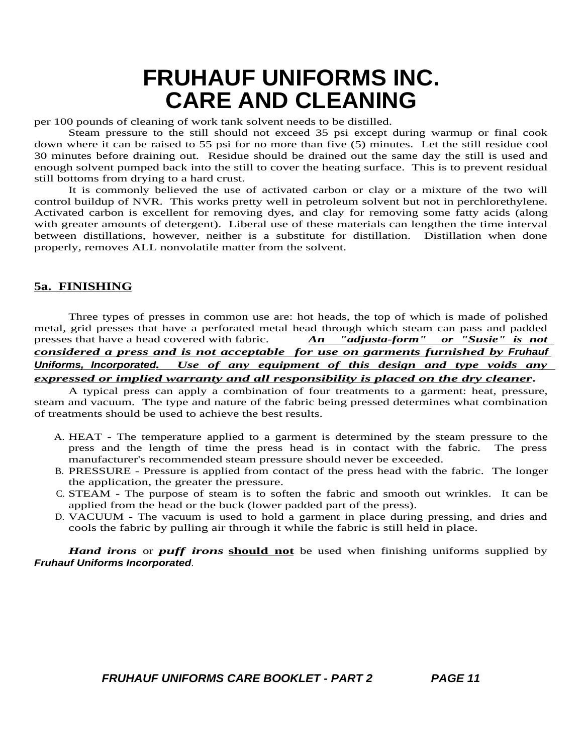per 100 pounds of cleaning of work tank solvent needs to be distilled.

Steam pressure to the still should not exceed 35 psi except during warmup or final cook down where it can be raised to 55 psi for no more than five (5) minutes. Let the still residue cool 30 minutes before draining out. Residue should be drained out the same day the still is used and enough solvent pumped back into the still to cover the heating surface. This is to prevent residual still bottoms from drying to a hard crust.

It is commonly believed the use of activated carbon or clay or a mixture of the two will control buildup of NVR. This works pretty well in petroleum solvent but not in perchlorethylene. Activated carbon is excellent for removing dyes, and clay for removing some fatty acids (along with greater amounts of detergent). Liberal use of these materials can lengthen the time interval between distillations, however, neither is a substitute for distillation. Distillation when done properly, removes ALL nonvolatile matter from the solvent.

## 5a. FINISHING

Three types of presses in common use are: hot heads, the top of which is made of polished metal, grid presses that have a perforated metal head through which steam can pass and padded presses that have a head covered with fabric. ***An "adjusta-form" or "Susie" is not considered a press and is not acceptable for use on garments furnished by Fruhauf Uniforms, Incorporated. Use of any equipment of this design and type voids any expressed or implied warranty and all responsibility is placed on the dry cleaner.***

A typical press can apply a combination of four treatments to a garment: heat, pressure, steam and vacuum. The type and nature of the fabric being pressed determines what combination of treatments should be used to achieve the best results.

A. HEAT - The temperature applied to a garment is determined by the steam pressure to the press and the length of time the press head is in contact with the fabric. The press manufacturer's recommended steam pressure should never be exceeded.
B. PRESSURE - Pressure is applied from contact of the press head with the fabric. The longer the application, the greater the pressure.
C. STEAM - The purpose of steam is to soften the fabric and smooth out wrinkles. It can be applied from the head or the buck (lower padded part of the press).
D. VACUUM - The vacuum is used to hold a garment in place during pressing, and dries and cools the fabric by pulling air through it while the fabric is still held in place.

***Hand irons*** or ***puff irons*** **should not** be used when finishing uniforms supplied by ***Fruhauf Uniforms Incorporated***.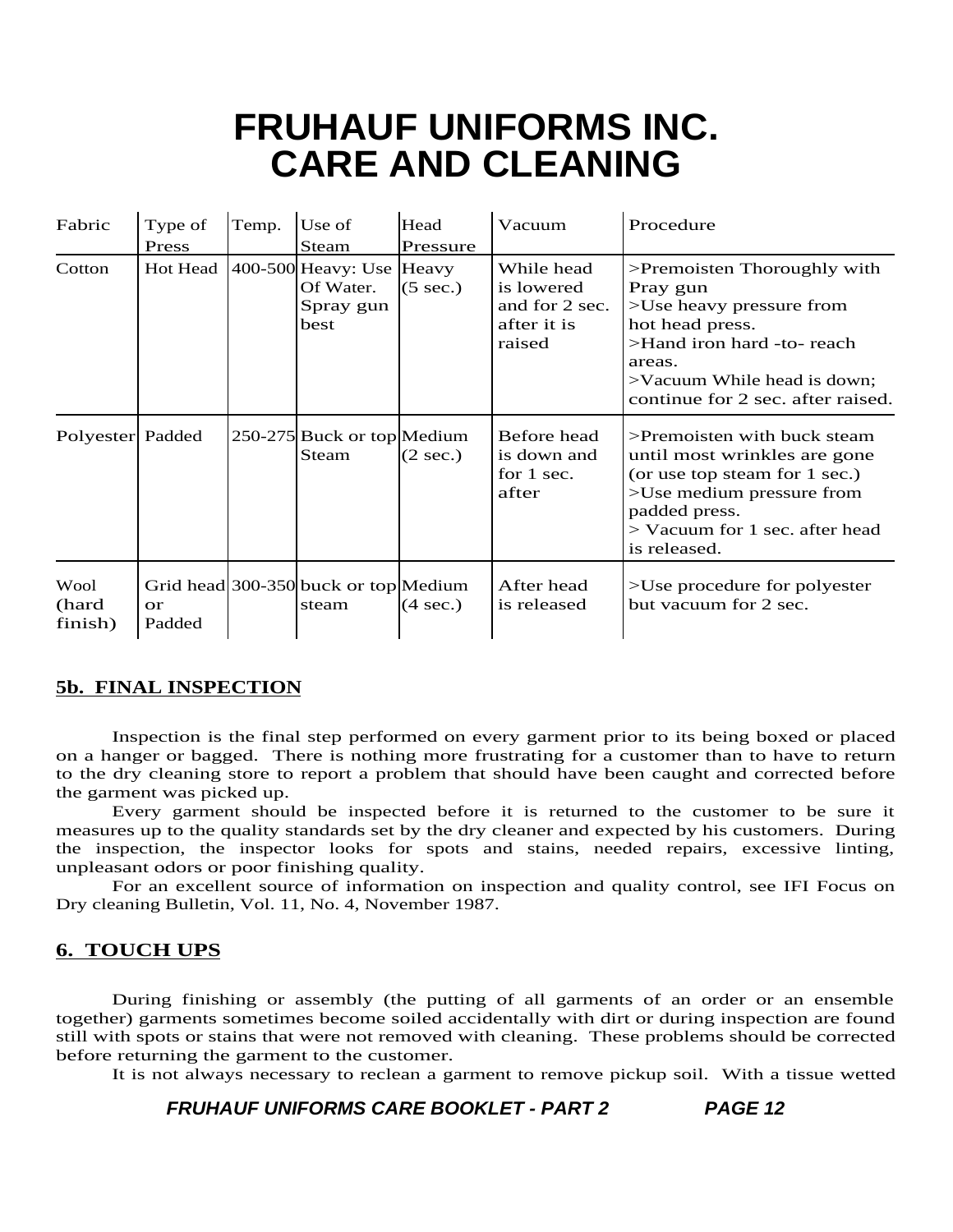# FRUHAUF UNIFORMS INC.
# CARE AND CLEANING

| Fabric | Type of Press | Temp. | Use of Steam | Head Pressure | Vacuum | Procedure |
|---|---|---|---|---|---|---|
| Cotton | Hot Head | 400-500 | Heavy: Use Of Water. Spray gun best | Heavy (5 sec.) | While head is lowered and for 2 sec. after it is raised | >Premoisten Thoroughly with Pray gun<br>>Use heavy pressure from hot head press.<br>>Hand iron hard -to- reach areas.<br>>Vacuum While head is down; continue for 2 sec. after raised. |
| Polyester | Padded | 250-275 | Buck or top Steam | Medium (2 sec.) | Before head is down and for 1 sec. after | >Premoisten with buck steam until most wrinkles are gone (or use top steam for 1 sec.)<br>>Use medium pressure from padded press.<br>> Vacuum for 1 sec. after head is released. |
| Wool (hard finish) | Grid head or Padded | 300-350 | buck or top steam | Medium (4 sec.) | After head is released | >Use procedure for polyester but vacuum for 2 sec. |

## 5b. FINAL INSPECTION

Inspection is the final step performed on every garment prior to its being boxed or placed on a hanger or bagged. There is nothing more frustrating for a customer than to have to return to the dry cleaning store to report a problem that should have been caught and corrected before the garment was picked up.

Every garment should be inspected before it is returned to the customer to be sure it measures up to the quality standards set by the dry cleaner and expected by his customers. During the inspection, the inspector looks for spots and stains, needed repairs, excessive linting, unpleasant odors or poor finishing quality.

For an excellent source of information on inspection and quality control, see IFI Focus on Dry cleaning Bulletin, Vol. 11, No. 4, November 1987.

## 6. TOUCH UPS

During finishing or assembly (the putting of all garments of an order or an ensemble together) garments sometimes become soiled accidentally with dirt or during inspection are found still with spots or stains that were not removed with cleaning. These problems should be corrected before returning the garment to the customer.

It is not always necessary to reclean a garment to remove pickup soil. With a tissue wetted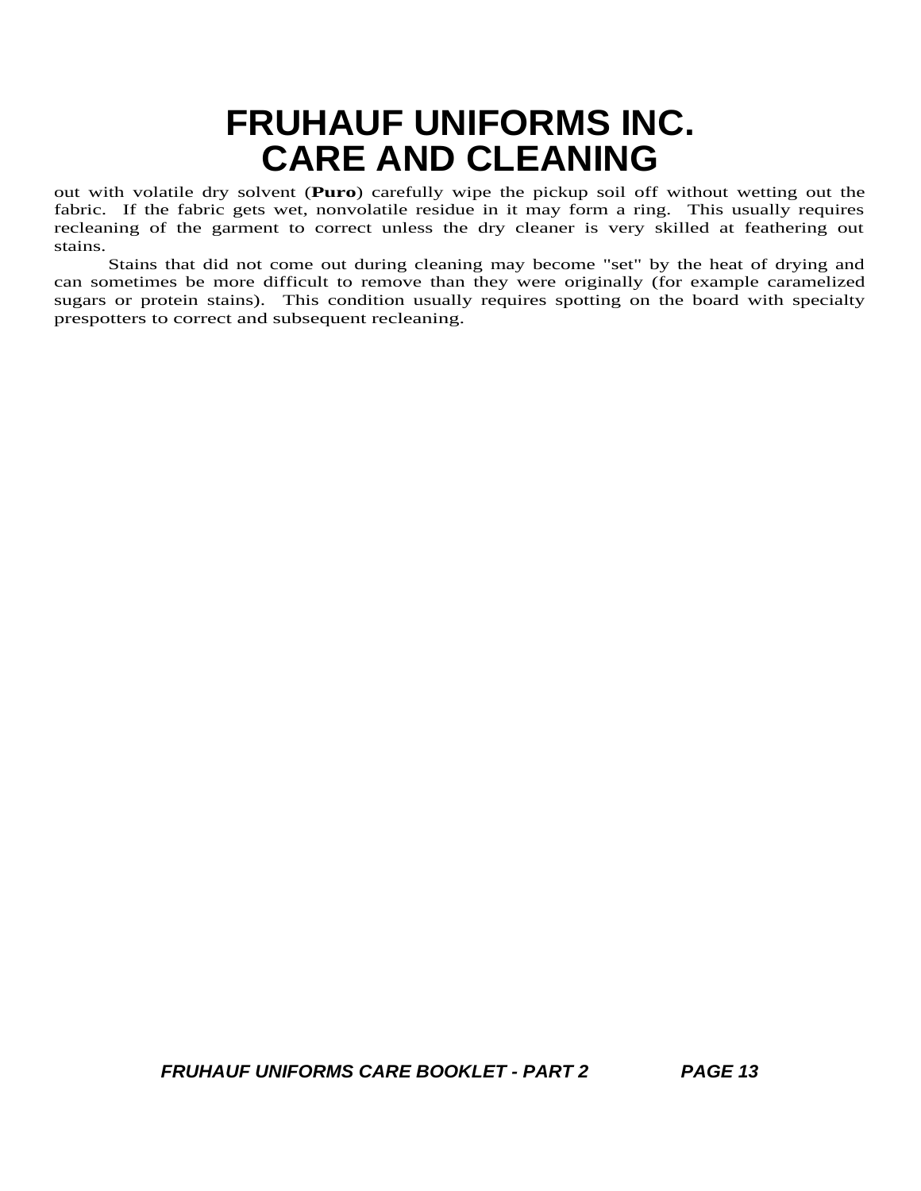# FRUHAUF UNIFORMS INC.
# CARE AND CLEANING

out with volatile dry solvent (**Puro**) carefully wipe the pickup soil off without wetting out the fabric. If the fabric gets wet, nonvolatile residue in it may form a ring. This usually requires recleaning of the garment to correct unless the dry cleaner is very skilled at feathering out stains.

Stains that did not come out during cleaning may become "set" by the heat of drying and can sometimes be more difficult to remove than they were originally (for example caramelized sugars or protein stains). This condition usually requires spotting on the board with specialty prespotters to correct and subsequent recleaning.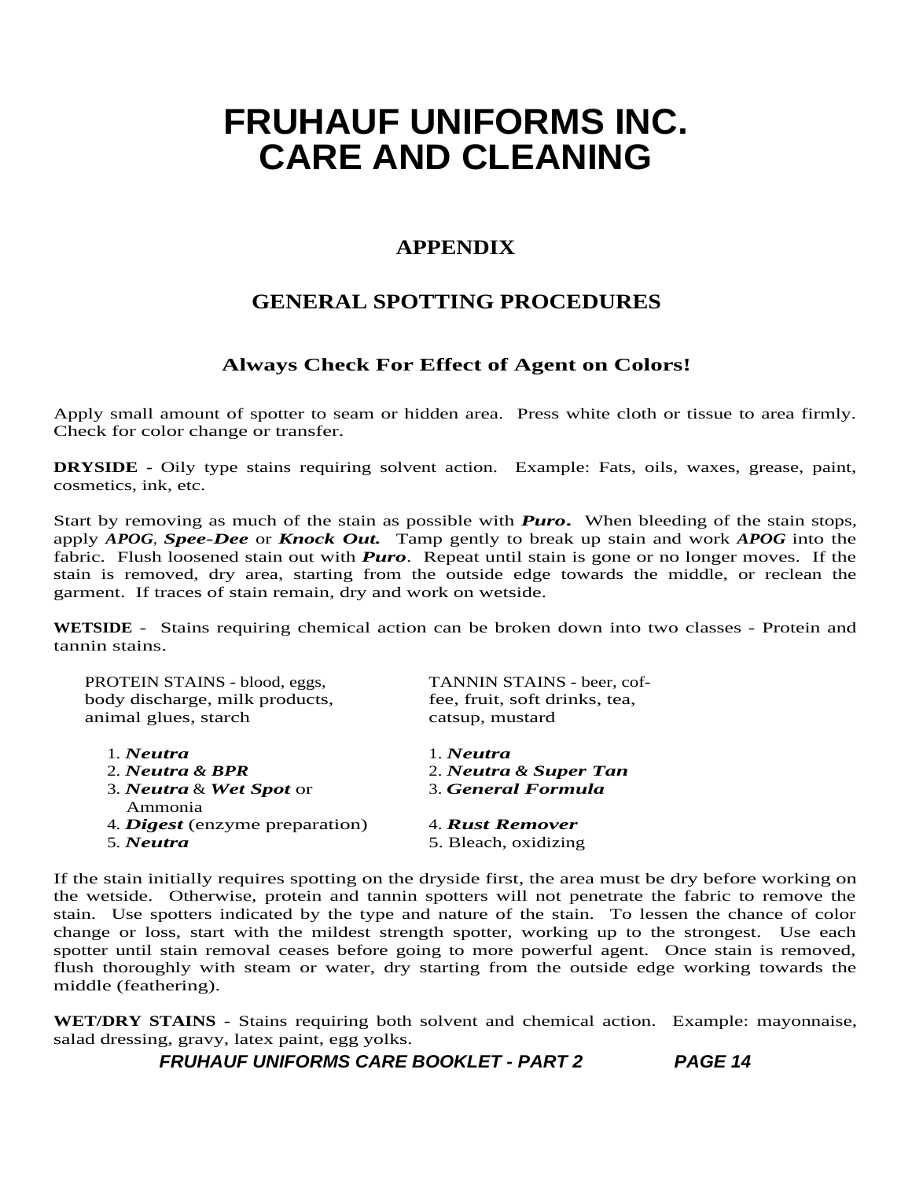# FRUHAUF UNIFORMS INC.
# CARE AND CLEANING

## APPENDIX

## GENERAL SPOTTING PROCEDURES

### Always Check For Effect of Agent on Colors!

Apply small amount of spotter to seam or hidden area. Press white cloth or tissue to area firmly. Check for color change or transfer.

**DRYSIDE** - Oily type stains requiring solvent action. Example: Fats, oils, waxes, grease, paint, cosmetics, ink, etc.

Start by removing as much of the stain as possible with ***Puro.*** When bleeding of the stain stops, apply ***APOG***, ***Spee-Dee*** or ***Knock Out.*** Tamp gently to break up stain and work ***APOG*** into the fabric. Flush loosened stain out with ***Puro***. Repeat until stain is gone or no longer moves. If the stain is removed, dry area, starting from the outside edge towards the middle, or reclean the garment. If traces of stain remain, dry and work on wetside.

**WETSIDE** - Stains requiring chemical action can be broken down into two classes - Protein and tannin stains.

PROTEIN STAINS - blood, eggs, body discharge, milk products, animal glues, starch

1. ***Neutra***
2. ***Neutra & BPR***
3. ***Neutra*** & ***Wet Spot*** or Ammonia
4. ***Digest*** (enzyme preparation)
5. ***Neutra***

TANNIN STAINS - beer, coffee, fruit, soft drinks, tea, catsup, mustard

1. ***Neutra***
2. ***Neutra & Super Tan***
3. ***General Formula***
4. ***Rust Remover***
5. Bleach, oxidizing

If the stain initially requires spotting on the dryside first, the area must be dry before working on the wetside. Otherwise, protein and tannin spotters will not penetrate the fabric to remove the stain. Use spotters indicated by the type and nature of the stain. To lessen the chance of color change or loss, start with the mildest strength spotter, working up to the strongest. Use each spotter until stain removal ceases before going to more powerful agent. Once stain is removed, flush thoroughly with steam or water, dry starting from the outside edge working towards the middle (feathering).

**WET/DRY STAINS** - Stains requiring both solvent and chemical action. Example: mayonnaise, salad dressing, gravy, latex paint, egg yolks.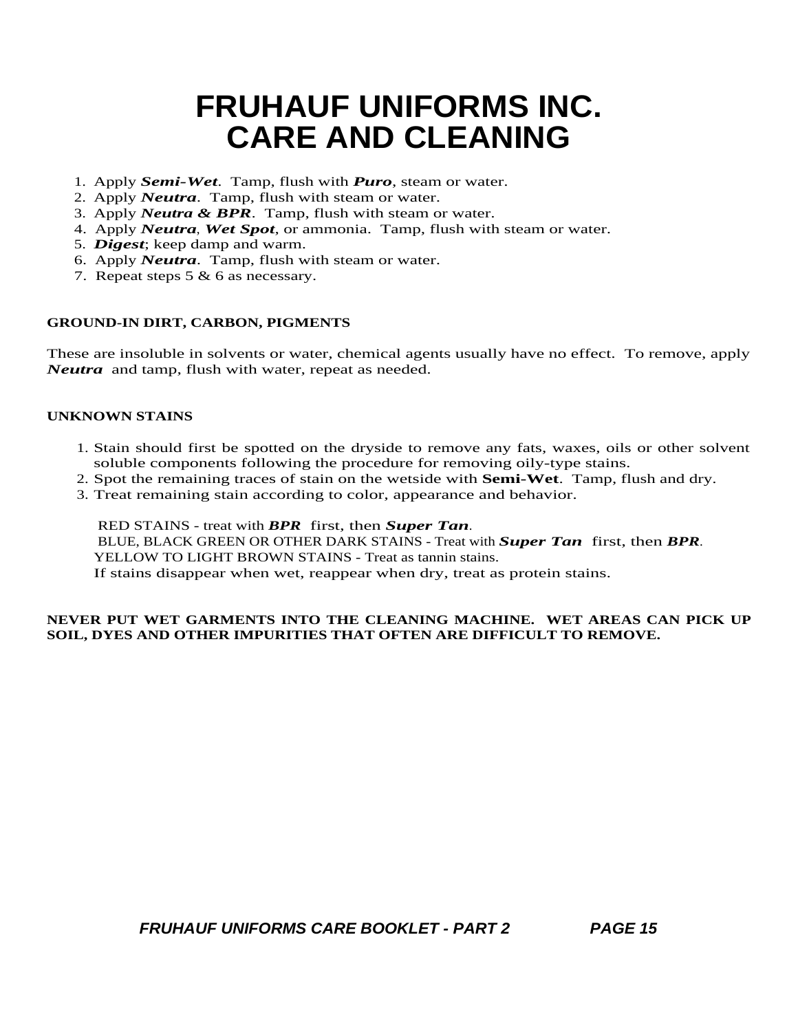# FRUHAUF UNIFORMS INC.
# CARE AND CLEANING

1. Apply ***Semi-Wet***. Tamp, flush with ***Puro***, steam or water.
2. Apply ***Neutra***. Tamp, flush with steam or water.
3. Apply ***Neutra & BPR***. Tamp, flush with steam or water.
4. Apply ***Neutra***, ***Wet Spot***, or ammonia. Tamp, flush with steam or water.
5. ***Digest***; keep damp and warm.
6. Apply ***Neutra***. Tamp, flush with steam or water.
7. Repeat steps 5 & 6 as necessary.

**GROUND-IN DIRT, CARBON, PIGMENTS**

These are insoluble in solvents or water, chemical agents usually have no effect. To remove, apply ***Neutra*** and tamp, flush with water, repeat as needed.

**UNKNOWN STAINS**

1. Stain should first be spotted on the dryside to remove any fats, waxes, oils or other solvent soluble components following the procedure for removing oily-type stains.
2. Spot the remaining traces of stain on the wetside with **Semi-Wet**. Tamp, flush and dry.
3. Treat remaining stain according to color, appearance and behavior.

RED STAINS - treat with ***BPR*** first, then ***Super Tan***.
BLUE, BLACK GREEN OR OTHER DARK STAINS - Treat with ***Super Tan*** first, then ***BPR***.
YELLOW TO LIGHT BROWN STAINS - Treat as tannin stains.
If stains disappear when wet, reappear when dry, treat as protein stains.

**NEVER PUT WET GARMENTS INTO THE CLEANING MACHINE. WET AREAS CAN PICK UP SOIL, DYES AND OTHER IMPURITIES THAT OFTEN ARE DIFFICULT TO REMOVE.**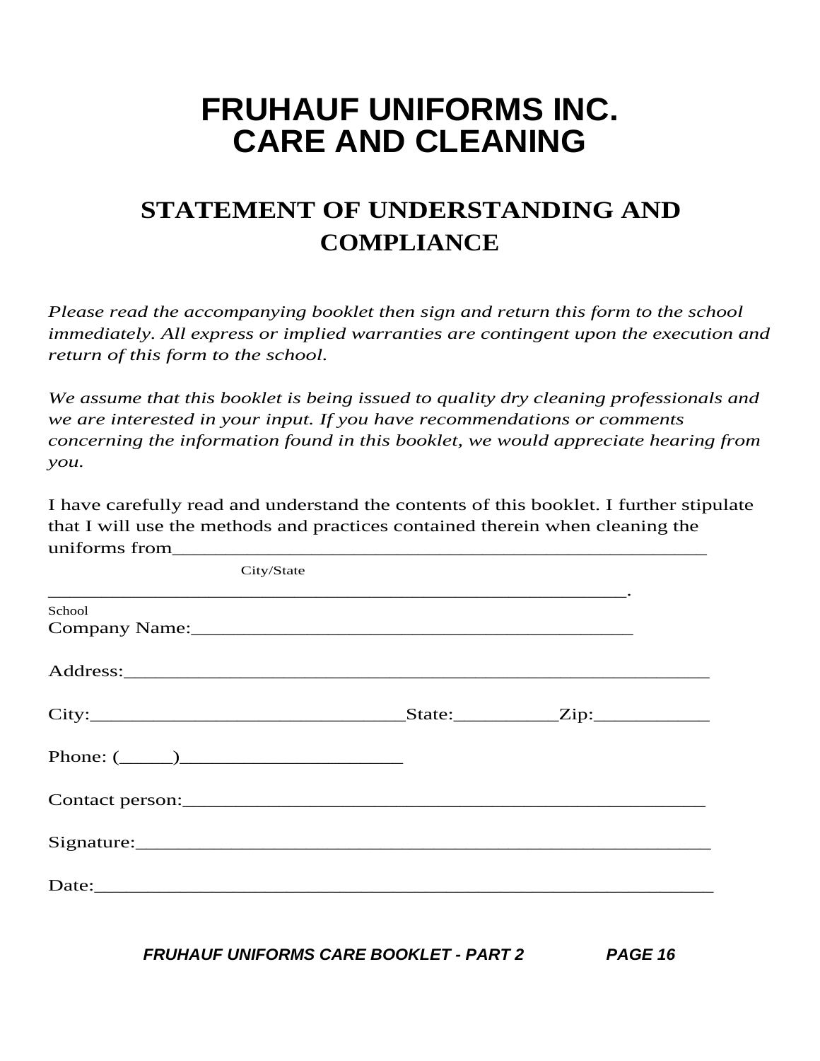# FRUHAUF UNIFORMS INC.
# CARE AND CLEANING

## STATEMENT OF UNDERSTANDING AND COMPLIANCE

*Please read the accompanying booklet then sign and return this form to the school immediately. All express or implied warranties are contingent upon the execution and return of this form to the school.*

*We assume that this booklet is being issued to quality dry cleaning professionals and we are interested in your input. If you have recommendations or comments concerning the information found in this booklet, we would appreciate hearing from you.*

I have carefully read and understand the contents of this booklet. I further stipulate that I will use the methods and practices contained therein when cleaning the uniforms from_______________________________________________________

City/State

____________________________________________________________.

School

Company Name:______________________________________________

Address:____________________________________________________

City:________________________________State:__________Zip:___________

Phone: (_____)______________________

Contact person:______________________________________________

Signature:__________________________________________________

Date:______________________________________________________